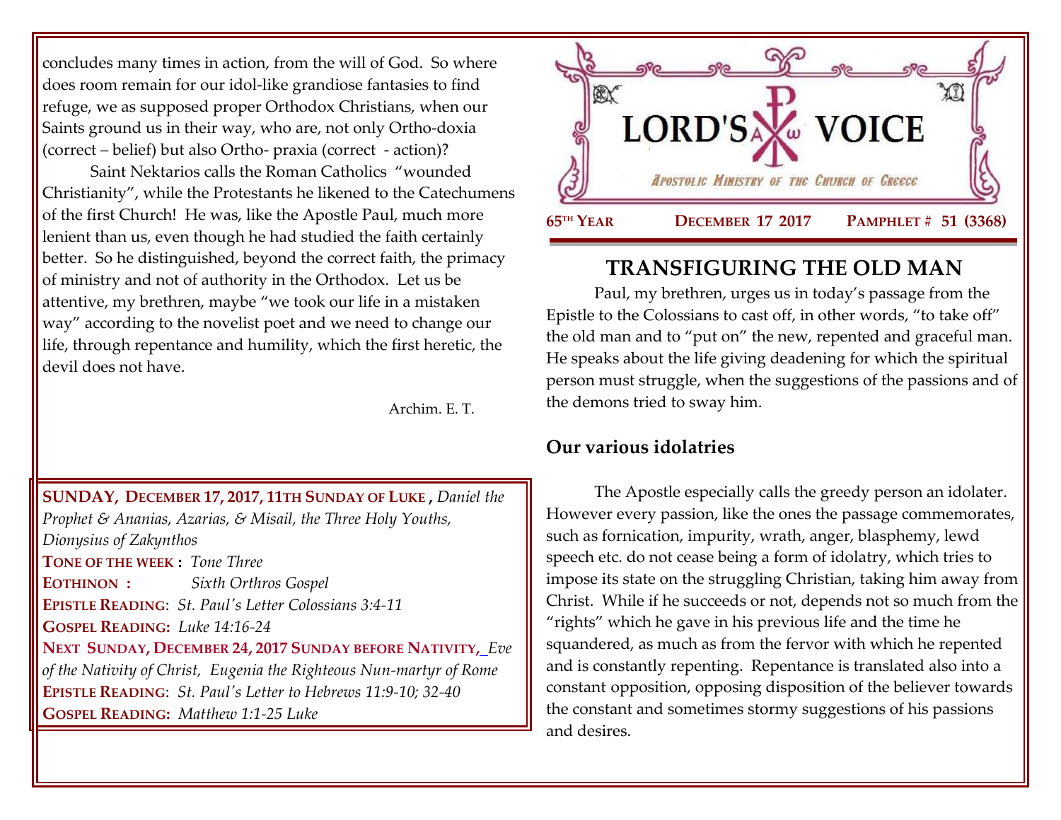concludes many times in action, from the will of God. So where does room remain for our idol-like grandiose fantasies to find refuge, we as supposed proper Orthodox Christians, when our Saints ground us in their way, who are, not only Ortho-doxia (correct – belief) but also Ortho- praxia (correct - action)?

Saint Nektarios calls the Roman Catholics "wounded Christianity", while the Protestants he likened to the Catechumens of the first Church! He was, like the Apostle Paul, much more lenient than us, even though he had studied the faith certainly better. So he distinguished, beyond the correct faith, the primacy of ministry and not of authority in the Orthodox. Let us be attentive, my brethren, maybe "we took our life in a mistaken way" according to the novelist poet and we need to change our life, through repentance and humility, which the first heretic, the devil does not have.

Archim. E. T.

**SUNDAY, DECEMBER 17, 2017, 11TH SUNDAY OF LUKE ,** *Daniel the Prophet & Ananias, Azarias, & Misail, the Three Holy Youths, Dionysius of Zakynthos*
**TONE OF THE WEEK :** *Tone Three*
**EOTHINON :** *Sixth Orthros Gospel*
**EPISTLE READING**: *St. Paul's Letter Colossians 3:4-11*
**GOSPEL READING:** *Luke 14:16-24*
**NEXT SUNDAY, DECEMBER 24, 2017 SUNDAY BEFORE NATIVITY,** *Eve of the Nativity of Christ, Eugenia the Righteous Nun-martyr of Rome*
**EPISTLE READING**: *St. Paul's Letter to Hebrews 11:9-10; 32-40*
**GOSPEL READING:** *Matthew 1:1-25 Luke*

# LORD'S VOICE

*Apostolic Ministry of the Church of Greece*

**65TH YEAR** **DECEMBER 17 2017** **PAMPHLET # 51 (3368)**

## TRANSFIGURING THE OLD MAN

Paul, my brethren, urges us in today's passage from the Epistle to the Colossians to cast off, in other words, "to take off" the old man and to "put on" the new, repented and graceful man. He speaks about the life giving deadening for which the spiritual person must struggle, when the suggestions of the passions and of the demons tried to sway him.

### Our various idolatries

The Apostle especially calls the greedy person an idolater. However every passion, like the ones the passage commemorates, such as fornication, impurity, wrath, anger, blasphemy, lewd speech etc. do not cease being a form of idolatry, which tries to impose its state on the struggling Christian, taking him away from Christ. While if he succeeds or not, depends not so much from the "rights" which he gave in his previous life and the time he squandered, as much as from the fervor with which he repented and is constantly repenting. Repentance is translated also into a constant opposition, opposing disposition of the believer towards the constant and sometimes stormy suggestions of his passions and desires.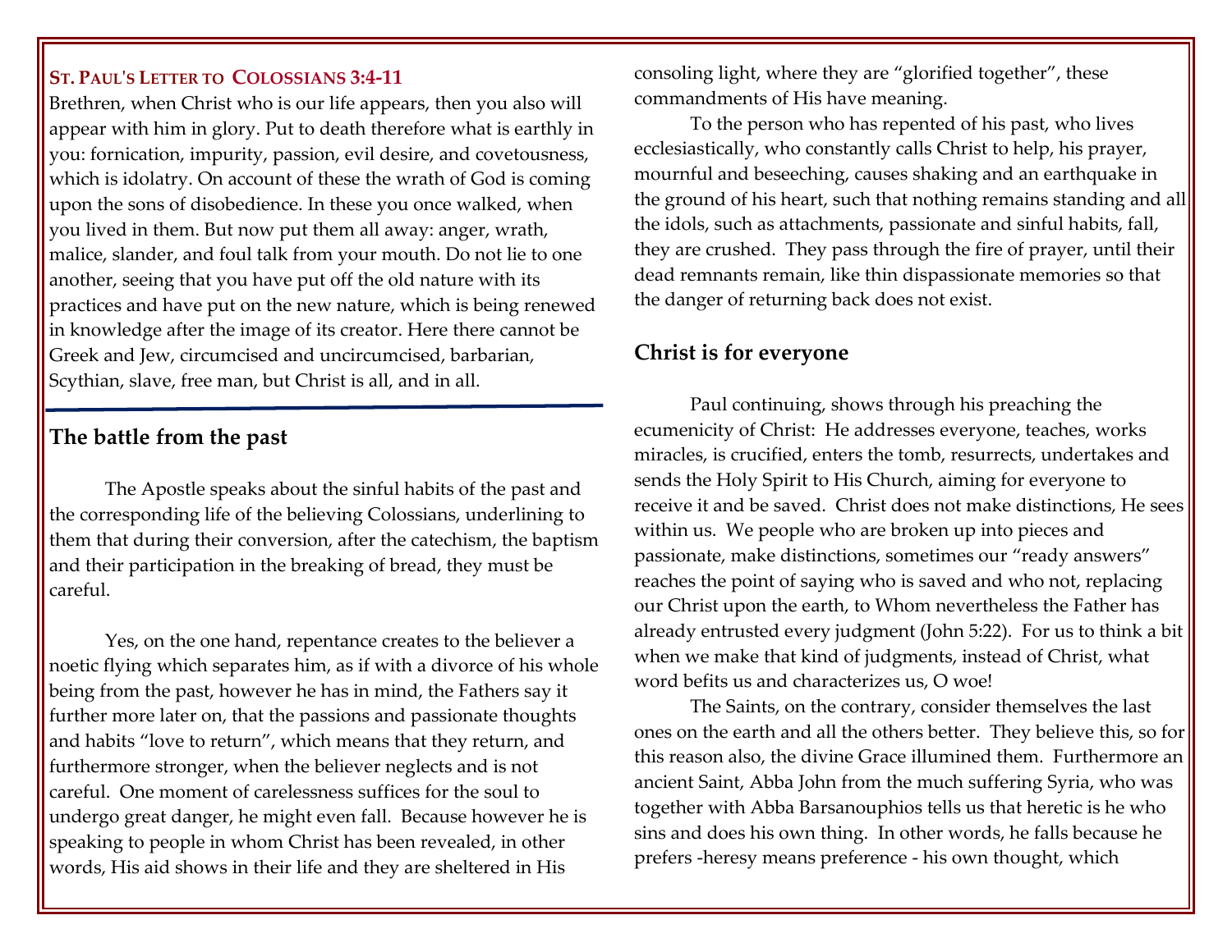**St. Paul's Letter to Colossians 3:4-11**

Brethren, when Christ who is our life appears, then you also will appear with him in glory. Put to death therefore what is earthly in you: fornication, impurity, passion, evil desire, and covetousness, which is idolatry. On account of these the wrath of God is coming upon the sons of disobedience. In these you once walked, when you lived in them. But now put them all away: anger, wrath, malice, slander, and foul talk from your mouth. Do not lie to one another, seeing that you have put off the old nature with its practices and have put on the new nature, which is being renewed in knowledge after the image of its creator. Here there cannot be Greek and Jew, circumcised and uncircumcised, barbarian, Scythian, slave, free man, but Christ is all, and in all.

## The battle from the past

The Apostle speaks about the sinful habits of the past and the corresponding life of the believing Colossians, underlining to them that during their conversion, after the catechism, the baptism and their participation in the breaking of bread, they must be careful.

Yes, on the one hand, repentance creates to the believer a noetic flying which separates him, as if with a divorce of his whole being from the past, however he has in mind, the Fathers say it further more later on, that the passions and passionate thoughts and habits "love to return", which means that they return, and furthermore stronger, when the believer neglects and is not careful. One moment of carelessness suffices for the soul to undergo great danger, he might even fall. Because however he is speaking to people in whom Christ has been revealed, in other words, His aid shows in their life and they are sheltered in His consoling light, where they are "glorified together", these commandments of His have meaning.

To the person who has repented of his past, who lives ecclesiastically, who constantly calls Christ to help, his prayer, mournful and beseeching, causes shaking and an earthquake in the ground of his heart, such that nothing remains standing and all the idols, such as attachments, passionate and sinful habits, fall, they are crushed. They pass through the fire of prayer, until their dead remnants remain, like thin dispassionate memories so that the danger of returning back does not exist.

## Christ is for everyone

Paul continuing, shows through his preaching the ecumenicity of Christ: He addresses everyone, teaches, works miracles, is crucified, enters the tomb, resurrects, undertakes and sends the Holy Spirit to His Church, aiming for everyone to receive it and be saved. Christ does not make distinctions, He sees within us. We people who are broken up into pieces and passionate, make distinctions, sometimes our "ready answers" reaches the point of saying who is saved and who not, replacing our Christ upon the earth, to Whom nevertheless the Father has already entrusted every judgment (John 5:22). For us to think a bit when we make that kind of judgments, instead of Christ, what word befits us and characterizes us, O woe!

The Saints, on the contrary, consider themselves the last ones on the earth and all the others better. They believe this, so for this reason also, the divine Grace illumined them. Furthermore an ancient Saint, Abba John from the much suffering Syria, who was together with Abba Barsanouphios tells us that heretic is he who sins and does his own thing. In other words, he falls because he prefers -heresy means preference - his own thought, which